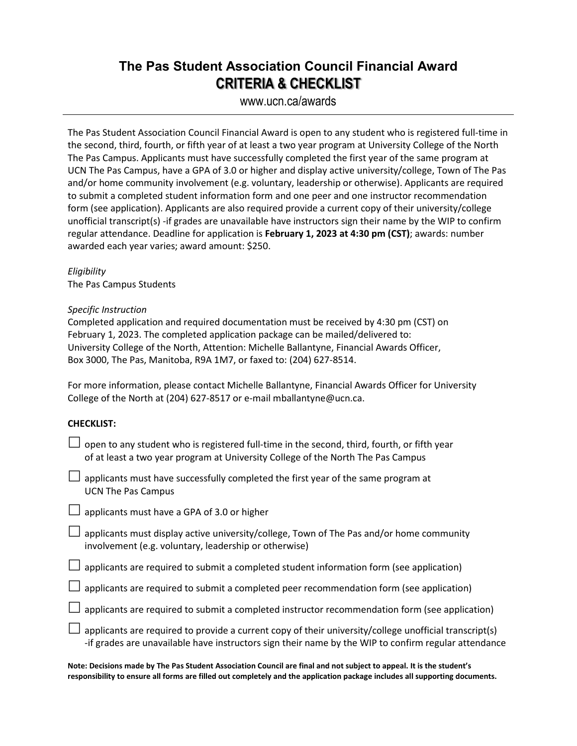# The Pas Student Association Council Financial Award
## CRITERIA & CHECKLIST

www.ucn.ca/awards

---

The Pas Student Association Council Financial Award is open to any student who is registered full-time in the second, third, fourth, or fifth year of at least a two year program at University College of the North The Pas Campus. Applicants must have successfully completed the first year of the same program at UCN The Pas Campus, have a GPA of 3.0 or higher and display active university/college, Town of The Pas and/or home community involvement (e.g. voluntary, leadership or otherwise). Applicants are required to submit a completed student information form and one peer and one instructor recommendation form (see application). Applicants are also required provide a current copy of their university/college unofficial transcript(s) -if grades are unavailable have instructors sign their name by the WIP to confirm regular attendance. Deadline for application is **February 1, 2023 at 4:30 pm (CST)**; awards: number awarded each year varies; award amount: $250.

*Eligibility*
The Pas Campus Students

*Specific Instruction*
Completed application and required documentation must be received by 4:30 pm (CST) on February 1, 2023. The completed application package can be mailed/delivered to: University College of the North, Attention: Michelle Ballantyne, Financial Awards Officer, Box 3000, The Pas, Manitoba, R9A 1M7, or faxed to: (204) 627-8514.

For more information, please contact Michelle Ballantyne, Financial Awards Officer for University College of the North at (204) 627-8517 or e-mail mballantyne@ucn.ca.

**CHECKLIST:**

- ☐ open to any student who is registered full-time in the second, third, fourth, or fifth year of at least a two year program at University College of the North The Pas Campus
- ☐ applicants must have successfully completed the first year of the same program at UCN The Pas Campus
- ☐ applicants must have a GPA of 3.0 or higher
- ☐ applicants must display active university/college, Town of The Pas and/or home community involvement (e.g. voluntary, leadership or otherwise)
- ☐ applicants are required to submit a completed student information form (see application)
- ☐ applicants are required to submit a completed peer recommendation form (see application)
- ☐ applicants are required to submit a completed instructor recommendation form (see application)
- ☐ applicants are required to provide a current copy of their university/college unofficial transcript(s) -if grades are unavailable have instructors sign their name by the WIP to confirm regular attendance

**Note: Decisions made by The Pas Student Association Council are final and not subject to appeal. It is the student's responsibility to ensure all forms are filled out completely and the application package includes all supporting documents.**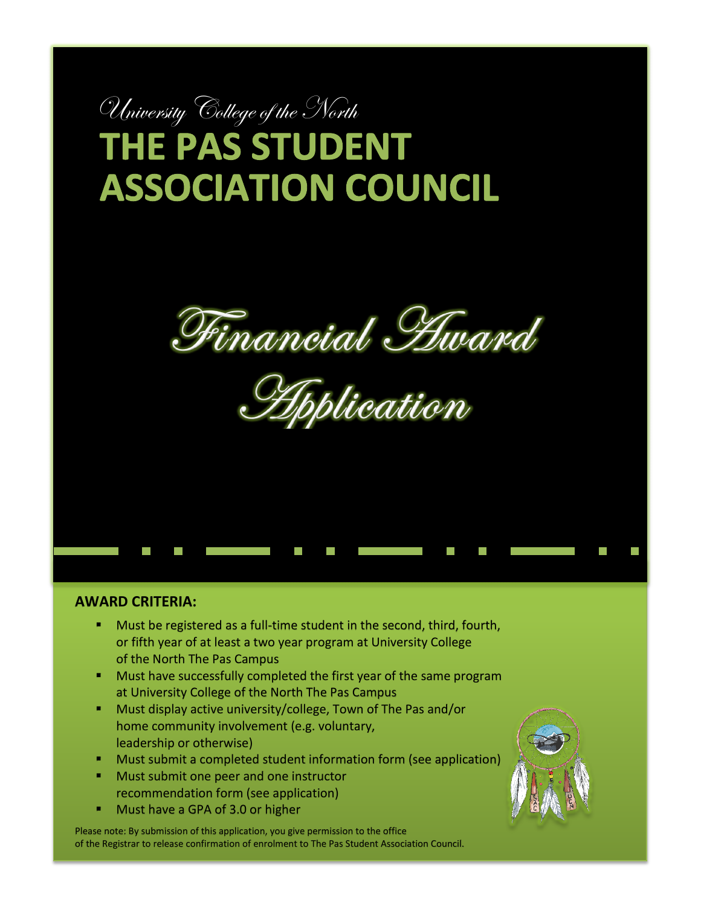*University College of the North*

# THE PAS STUDENT ASSOCIATION COUNCIL

# *Financial Award Application*

**AWARD CRITERIA:**

- Must be registered as a full-time student in the second, third, fourth, or fifth year of at least a two year program at University College of the North The Pas Campus
- Must have successfully completed the first year of the same program at University College of the North The Pas Campus
- Must display active university/college, Town of The Pas and/or home community involvement (e.g. voluntary, leadership or otherwise)
- Must submit a completed student information form (see application)
- Must submit one peer and one instructor recommendation form (see application)
- Must have a GPA of 3.0 or higher

Please note: By submission of this application, you give permission to the office of the Registrar to release confirmation of enrolment to The Pas Student Association Council.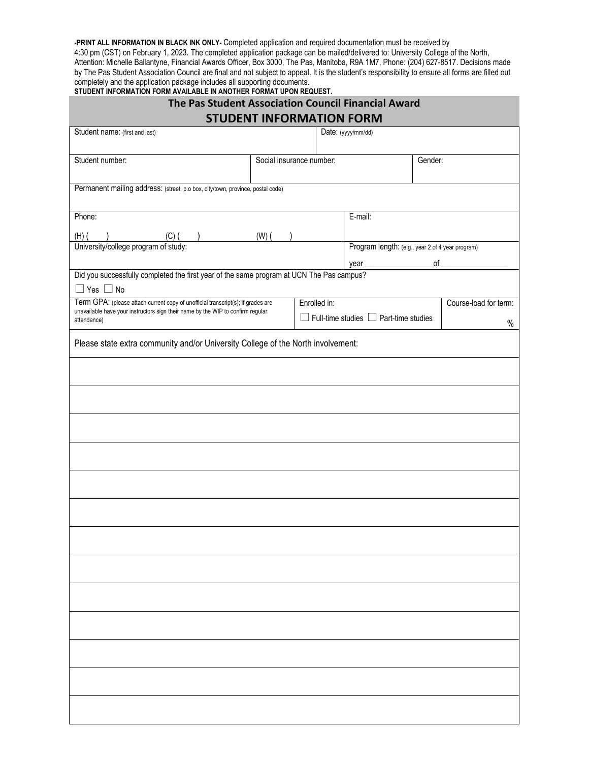**-PRINT ALL INFORMATION IN BLACK INK ONLY-** Completed application and required documentation must be received by 4:30 pm (CST) on February 1, 2023. The completed application package can be mailed/delivered to: University College of the North, Attention: Michelle Ballantyne, Financial Awards Officer, Box 3000, The Pas, Manitoba, R9A 1M7, Phone: (204) 627-8517. Decisions made by The Pas Student Association Council are final and not subject to appeal. It is the student's responsibility to ensure all forms are filled out completely and the application package includes all supporting documents.

**STUDENT INFORMATION FORM AVAILABLE IN ANOTHER FORMAT UPON REQUEST.**

## The Pas Student Association Council Financial Award

## STUDENT INFORMATION FORM

| | | |
|---|---|---|
| Student name: (first and last) | Date: (yyyy/mm/dd) | |
| Student number: | Social insurance number: | Gender: |
| Permanent mailing address: (street, p.o box, city/town, province, postal code) | | |
| Phone: (H) ( ) (C) ( ) (W) ( ) | E-mail: | |
| University/college program of study: | Program length: (e.g., year 2 of 4 year program) year ________ of ________ | |
| Did you successfully completed the first year of the same program at UCN The Pas campus? ☐ Yes ☐ No | | |
| Term GPA: (please attach current copy of unofficial transcript(s); if grades are unavailable have your instructors sign their name by the WIP to confirm regular attendance) | Enrolled in: ☐ Full-time studies ☐ Part-time studies | Course-load for term: % |

Please state extra community and/or University College of the North involvement:

| |
|---|
| |
| |
| |
| |
| |
| |
| |
| |
| |
| |
| |
| |
| |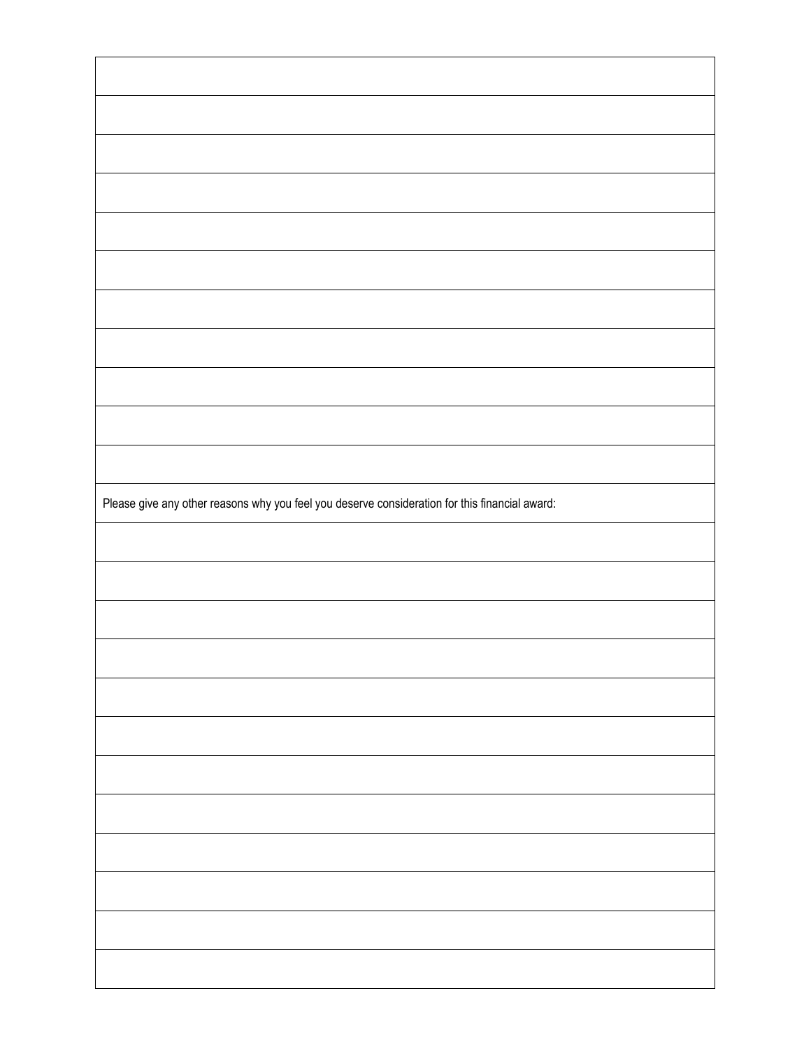Please give any other reasons why you feel you deserve consideration for this financial award: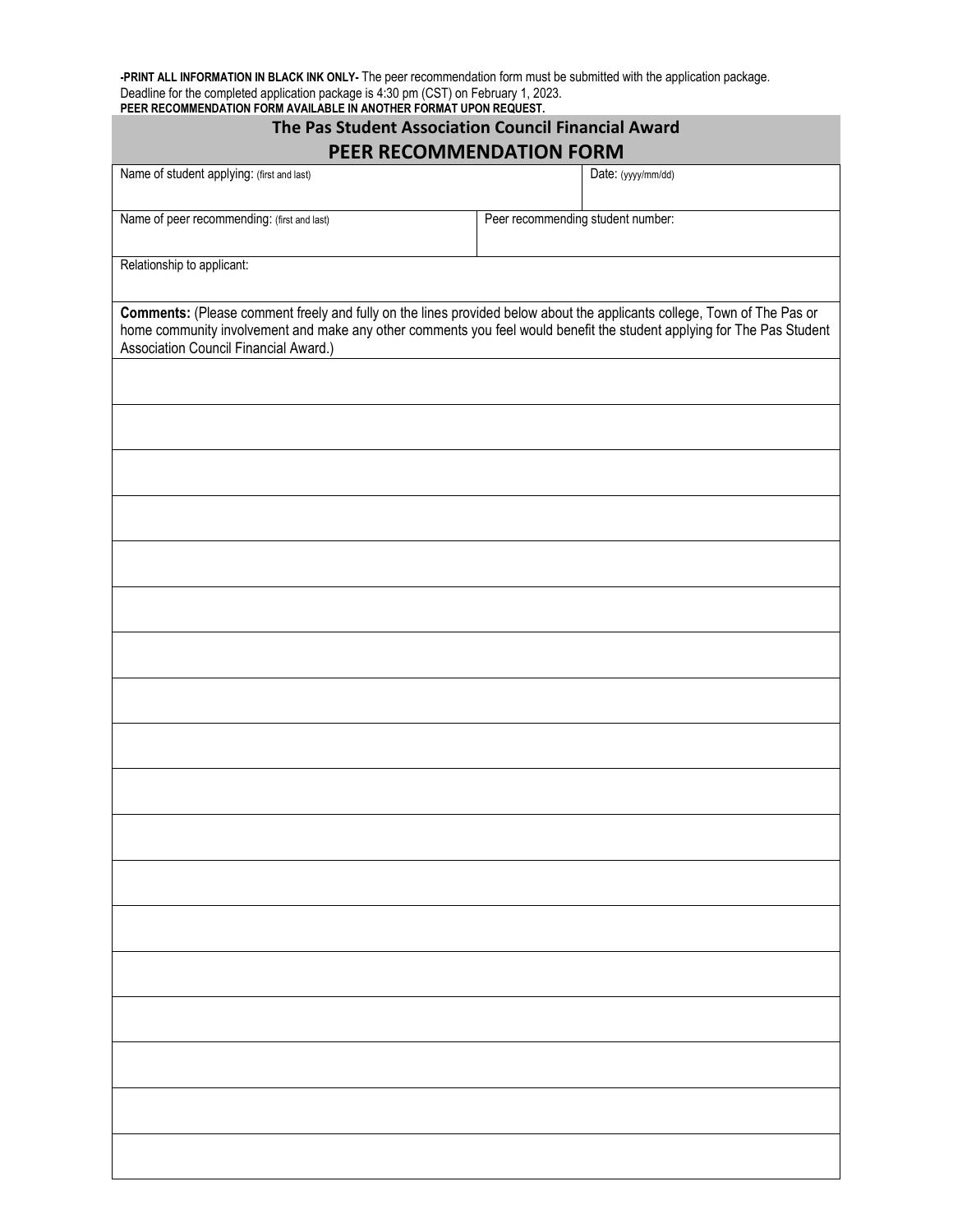**-PRINT ALL INFORMATION IN BLACK INK ONLY-** The peer recommendation form must be submitted with the application package. Deadline for the completed application package is 4:30 pm (CST) on February 1, 2023.
**PEER RECOMMENDATION FORM AVAILABLE IN ANOTHER FORMAT UPON REQUEST.**

## The Pas Student Association Council Financial Award

## PEER RECOMMENDATION FORM

| Name of student applying: (first and last) | | Date: (yyyy/mm/dd) |
|---|---|---|
| Name of peer recommending: (first and last) | Peer recommending student number: | |
| Relationship to applicant: | | |

**Comments:** (Please comment freely and fully on the lines provided below about the applicants college, Town of The Pas or home community involvement and make any other comments you feel would benefit the student applying for The Pas Student Association Council Financial Award.)

| |
|---|
| |
| |
| |
| |
| |
| |
| |
| |
| |
| |
| |
| |
| |
| |
| |
| |
| |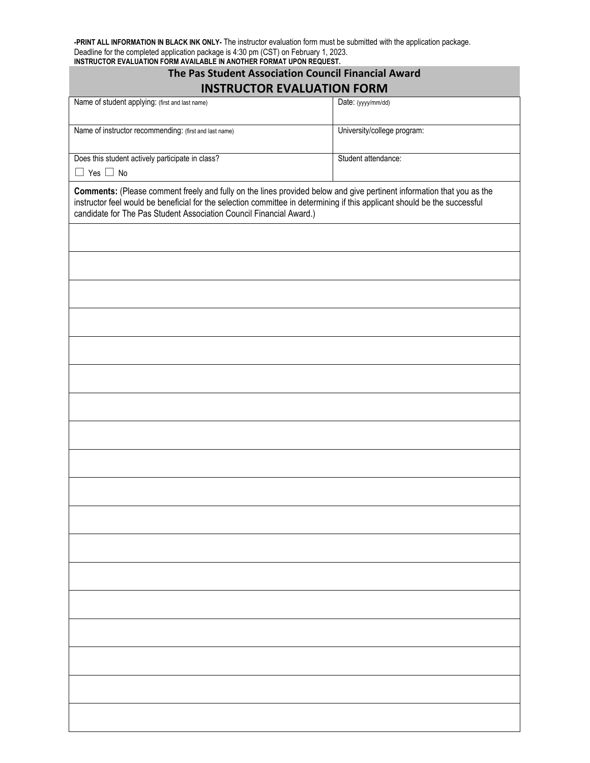**-PRINT ALL INFORMATION IN BLACK INK ONLY-** The instructor evaluation form must be submitted with the application package. Deadline for the completed application package is 4:30 pm (CST) on February 1, 2023.
**INSTRUCTOR EVALUATION FORM AVAILABLE IN ANOTHER FORMAT UPON REQUEST.**

## The Pas Student Association Council Financial Award
# INSTRUCTOR EVALUATION FORM

| | |
|---|---|
| Name of student applying: (first and last name) | Date: (yyyy/mm/dd) |
| Name of instructor recommending: (first and last name) | University/college program: |
| Does this student actively participate in class?<br>☐ Yes ☐ No | Student attendance: |

**Comments:** (Please comment freely and fully on the lines provided below and give pertinent information that you as the instructor feel would be beneficial for the selection committee in determining if this applicant should be the successful candidate for The Pas Student Association Council Financial Award.)

| |
|---|
| |
| |
| |
| |
| |
| |
| |
| |
| |
| |
| |
| |
| |
| |
| |
| |
| |
| |